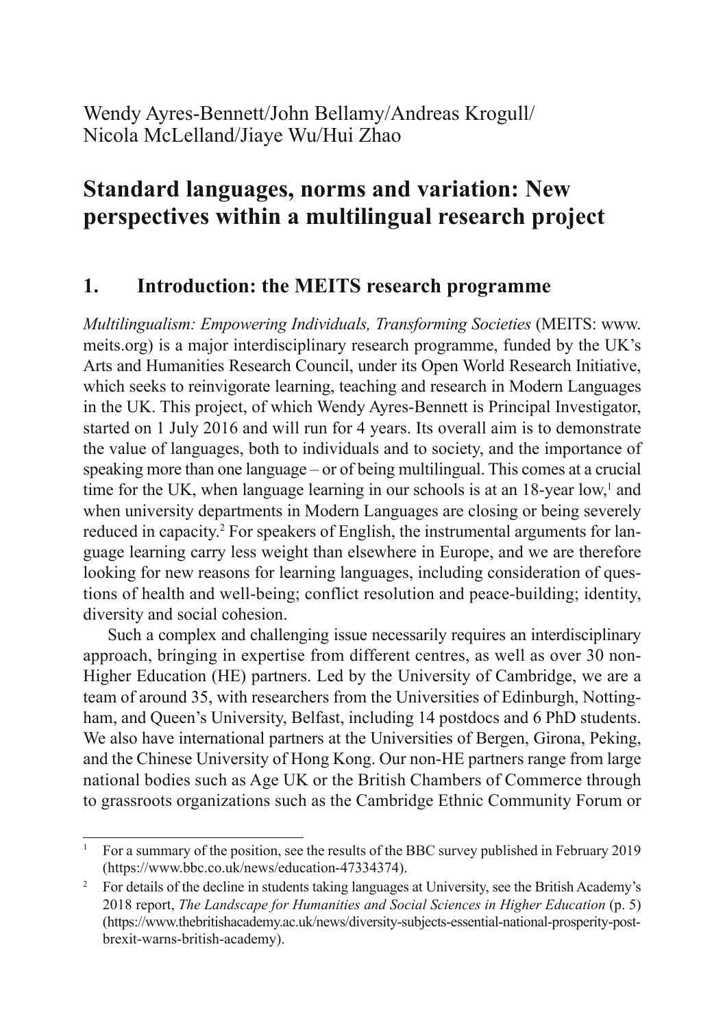Wendy Ayres-Bennett/John Bellamy/Andreas Krogull/Nicola McLelland/Jiaye Wu/Hui Zhao

# Standard languages, norms and variation: New perspectives within a multilingual research project

## 1. Introduction: the MEITS research programme

*Multilingualism: Empowering Individuals, Transforming Societies* (MEITS: www.meits.org) is a major interdisciplinary research programme, funded by the UK's Arts and Humanities Research Council, under its Open World Research Initiative, which seeks to reinvigorate learning, teaching and research in Modern Languages in the UK. This project, of which Wendy Ayres-Bennett is Principal Investigator, started on 1 July 2016 and will run for 4 years. Its overall aim is to demonstrate the value of languages, both to individuals and to society, and the importance of speaking more than one language – or of being multilingual. This comes at a crucial time for the UK, when language learning in our schools is at an 18-year low,[1] and when university departments in Modern Languages are closing or being severely reduced in capacity.[2] For speakers of English, the instrumental arguments for language learning carry less weight than elsewhere in Europe, and we are therefore looking for new reasons for learning languages, including consideration of questions of health and well-being; conflict resolution and peace-building; identity, diversity and social cohesion.

Such a complex and challenging issue necessarily requires an interdisciplinary approach, bringing in expertise from different centres, as well as over 30 non-Higher Education (HE) partners. Led by the University of Cambridge, we are a team of around 35, with researchers from the Universities of Edinburgh, Nottingham, and Queen's University, Belfast, including 14 postdocs and 6 PhD students. We also have international partners at the Universities of Bergen, Girona, Peking, and the Chinese University of Hong Kong. Our non-HE partners range from large national bodies such as Age UK or the British Chambers of Commerce through to grassroots organizations such as the Cambridge Ethnic Community Forum or

---

[1] For a summary of the position, see the results of the BBC survey published in February 2019 (https://www.bbc.co.uk/news/education-47334374).

[2] For details of the decline in students taking languages at University, see the British Academy's 2018 report, *The Landscape for Humanities and Social Sciences in Higher Education* (p. 5) (https://www.thebritishacademy.ac.uk/news/diversity-subjects-essential-national-prosperity-post-brexit-warns-british-academy).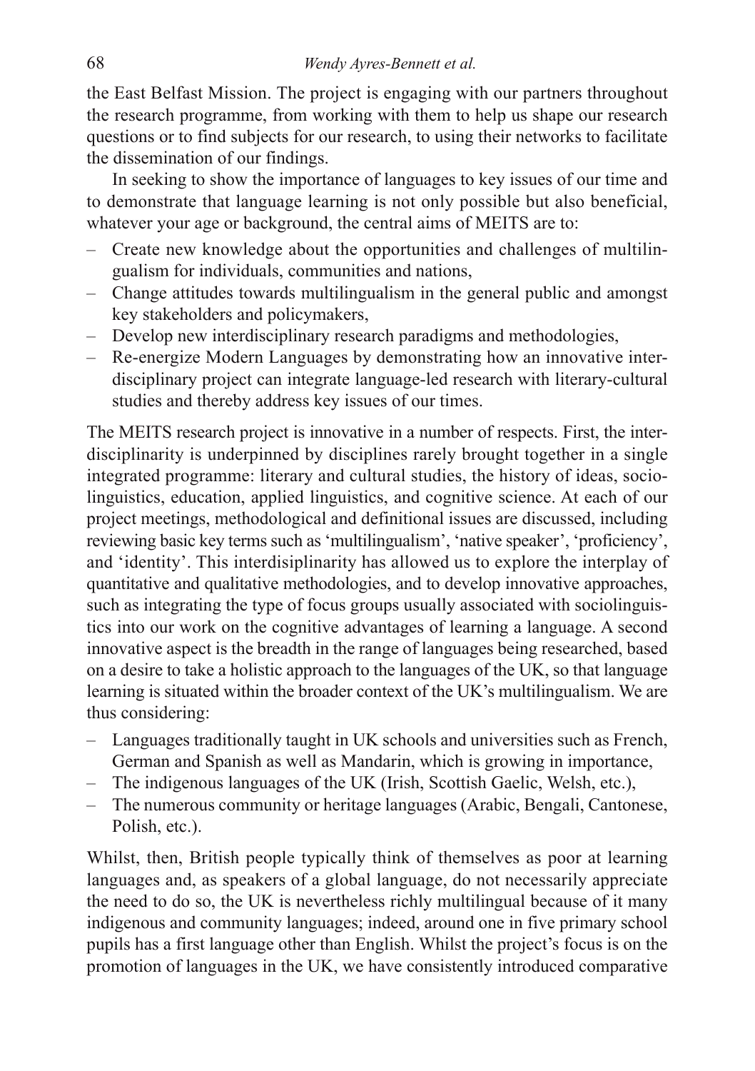the East Belfast Mission. The project is engaging with our partners throughout the research programme, from working with them to help us shape our research questions or to find subjects for our research, to using their networks to facilitate the dissemination of our findings.

In seeking to show the importance of languages to key issues of our time and to demonstrate that language learning is not only possible but also beneficial, whatever your age or background, the central aims of MEITS are to:

- Create new knowledge about the opportunities and challenges of multilingualism for individuals, communities and nations,
- Change attitudes towards multilingualism in the general public and amongst key stakeholders and policymakers,
- Develop new interdisciplinary research paradigms and methodologies,
- Re-energize Modern Languages by demonstrating how an innovative interdisciplinary project can integrate language-led research with literary-cultural studies and thereby address key issues of our times.

The MEITS research project is innovative in a number of respects. First, the interdisciplinarity is underpinned by disciplines rarely brought together in a single integrated programme: literary and cultural studies, the history of ideas, sociolinguistics, education, applied linguistics, and cognitive science. At each of our project meetings, methodological and definitional issues are discussed, including reviewing basic key terms such as 'multilingualism', 'native speaker', 'proficiency', and 'identity'. This interdisiplinarity has allowed us to explore the interplay of quantitative and qualitative methodologies, and to develop innovative approaches, such as integrating the type of focus groups usually associated with sociolinguistics into our work on the cognitive advantages of learning a language. A second innovative aspect is the breadth in the range of languages being researched, based on a desire to take a holistic approach to the languages of the UK, so that language learning is situated within the broader context of the UK's multilingualism. We are thus considering:

- Languages traditionally taught in UK schools and universities such as French, German and Spanish as well as Mandarin, which is growing in importance,
- The indigenous languages of the UK (Irish, Scottish Gaelic, Welsh, etc.),
- The numerous community or heritage languages (Arabic, Bengali, Cantonese, Polish, etc.).

Whilst, then, British people typically think of themselves as poor at learning languages and, as speakers of a global language, do not necessarily appreciate the need to do so, the UK is nevertheless richly multilingual because of it many indigenous and community languages; indeed, around one in five primary school pupils has a first language other than English. Whilst the project's focus is on the promotion of languages in the UK, we have consistently introduced comparative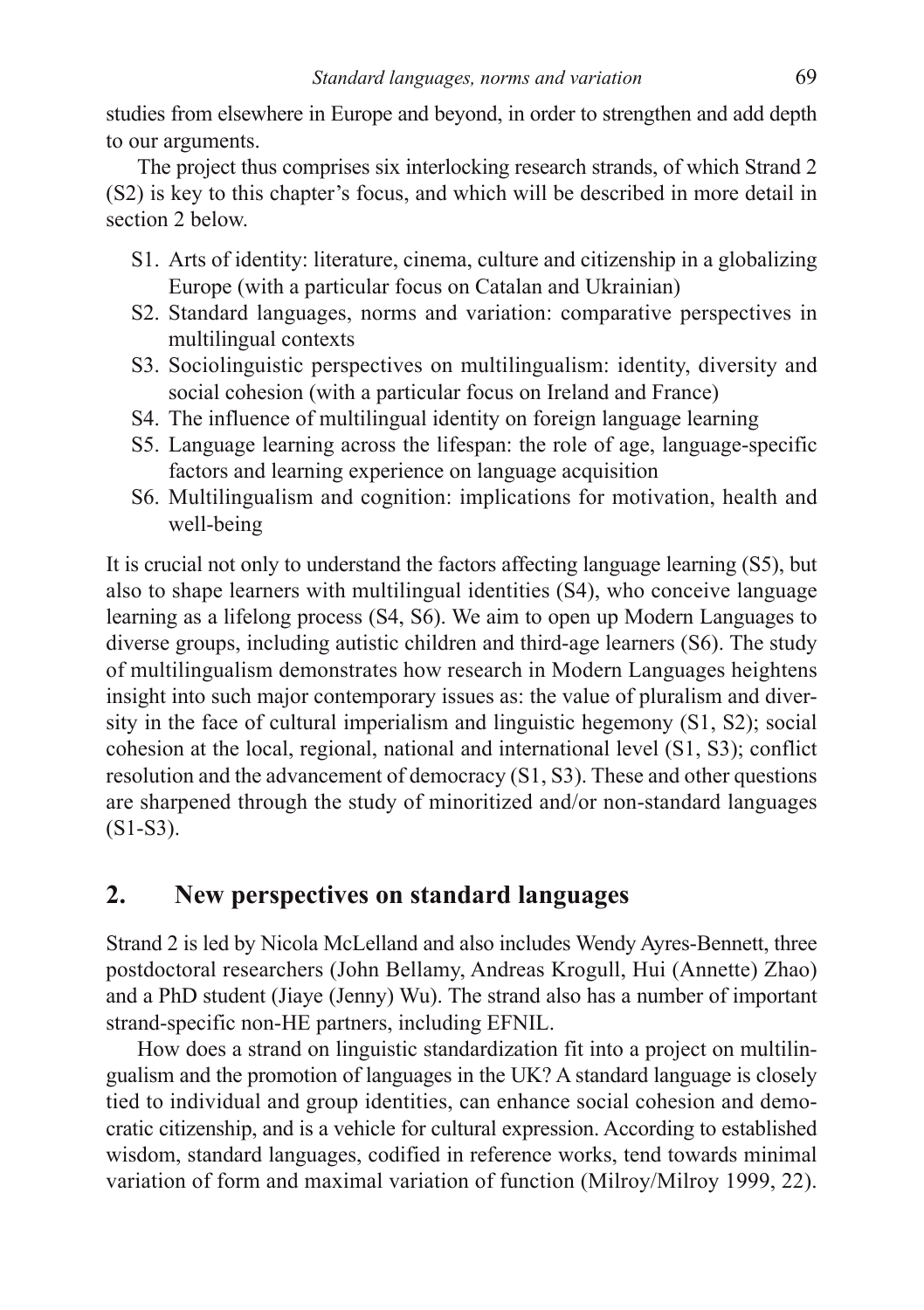studies from elsewhere in Europe and beyond, in order to strengthen and add depth to our arguments.

The project thus comprises six interlocking research strands, of which Strand 2 (S2) is key to this chapter's focus, and which will be described in more detail in section 2 below.

- S1. Arts of identity: literature, cinema, culture and citizenship in a globalizing Europe (with a particular focus on Catalan and Ukrainian)
- S2. Standard languages, norms and variation: comparative perspectives in multilingual contexts
- S3. Sociolinguistic perspectives on multilingualism: identity, diversity and social cohesion (with a particular focus on Ireland and France)
- S4. The influence of multilingual identity on foreign language learning
- S5. Language learning across the lifespan: the role of age, language-specific factors and learning experience on language acquisition
- S6. Multilingualism and cognition: implications for motivation, health and well-being

It is crucial not only to understand the factors affecting language learning (S5), but also to shape learners with multilingual identities (S4), who conceive language learning as a lifelong process (S4, S6). We aim to open up Modern Languages to diverse groups, including autistic children and third-age learners (S6). The study of multilingualism demonstrates how research in Modern Languages heightens insight into such major contemporary issues as: the value of pluralism and diversity in the face of cultural imperialism and linguistic hegemony (S1, S2); social cohesion at the local, regional, national and international level (S1, S3); conflict resolution and the advancement of democracy (S1, S3). These and other questions are sharpened through the study of minoritized and/or non-standard languages (S1-S3).

## 2. New perspectives on standard languages

Strand 2 is led by Nicola McLelland and also includes Wendy Ayres-Bennett, three postdoctoral researchers (John Bellamy, Andreas Krogull, Hui (Annette) Zhao) and a PhD student (Jiaye (Jenny) Wu). The strand also has a number of important strand-specific non-HE partners, including EFNIL.

How does a strand on linguistic standardization fit into a project on multilingualism and the promotion of languages in the UK? A standard language is closely tied to individual and group identities, can enhance social cohesion and democratic citizenship, and is a vehicle for cultural expression. According to established wisdom, standard languages, codified in reference works, tend towards minimal variation of form and maximal variation of function (Milroy/Milroy 1999, 22).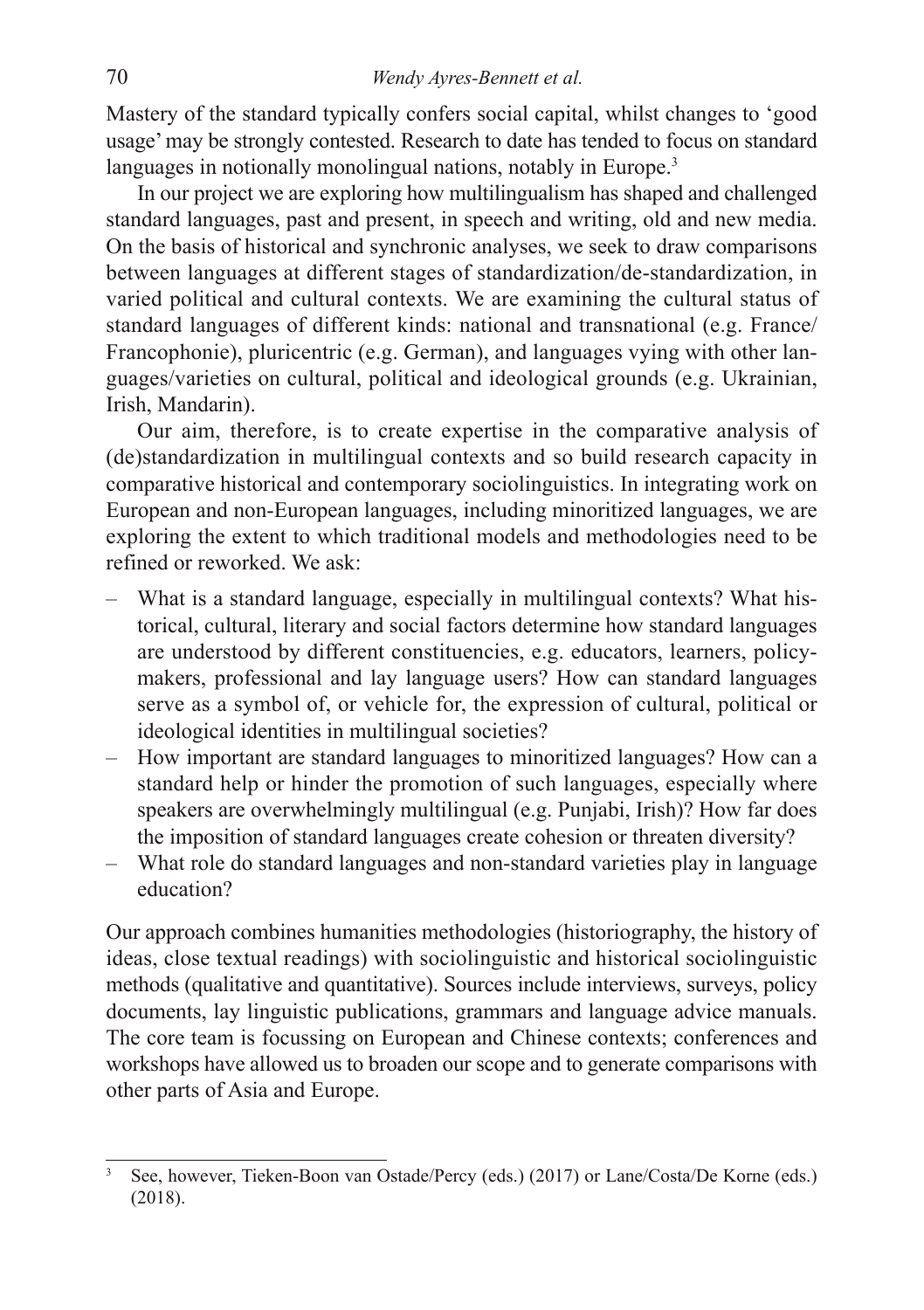Mastery of the standard typically confers social capital, whilst changes to 'good usage' may be strongly contested. Research to date has tended to focus on standard languages in notionally monolingual nations, notably in Europe.[3]

In our project we are exploring how multilingualism has shaped and challenged standard languages, past and present, in speech and writing, old and new media. On the basis of historical and synchronic analyses, we seek to draw comparisons between languages at different stages of standardization/de-standardization, in varied political and cultural contexts. We are examining the cultural status of standard languages of different kinds: national and transnational (e.g. France/Francophonie), pluricentric (e.g. German), and languages vying with other languages/varieties on cultural, political and ideological grounds (e.g. Ukrainian, Irish, Mandarin).

Our aim, therefore, is to create expertise in the comparative analysis of (de)standardization in multilingual contexts and so build research capacity in comparative historical and contemporary sociolinguistics. In integrating work on European and non-European languages, including minoritized languages, we are exploring the extent to which traditional models and methodologies need to be refined or reworked. We ask:

- What is a standard language, especially in multilingual contexts? What historical, cultural, literary and social factors determine how standard languages are understood by different constituencies, e.g. educators, learners, policy-makers, professional and lay language users? How can standard languages serve as a symbol of, or vehicle for, the expression of cultural, political or ideological identities in multilingual societies?
- How important are standard languages to minoritized languages? How can a standard help or hinder the promotion of such languages, especially where speakers are overwhelmingly multilingual (e.g. Punjabi, Irish)? How far does the imposition of standard languages create cohesion or threaten diversity?
- What role do standard languages and non-standard varieties play in language education?

Our approach combines humanities methodologies (historiography, the history of ideas, close textual readings) with sociolinguistic and historical sociolinguistic methods (qualitative and quantitative). Sources include interviews, surveys, policy documents, lay linguistic publications, grammars and language advice manuals. The core team is focussing on European and Chinese contexts; conferences and workshops have allowed us to broaden our scope and to generate comparisons with other parts of Asia and Europe.

---

[3] See, however, Tieken-Boon van Ostade/Percy (eds.) (2017) or Lane/Costa/De Korne (eds.) (2018).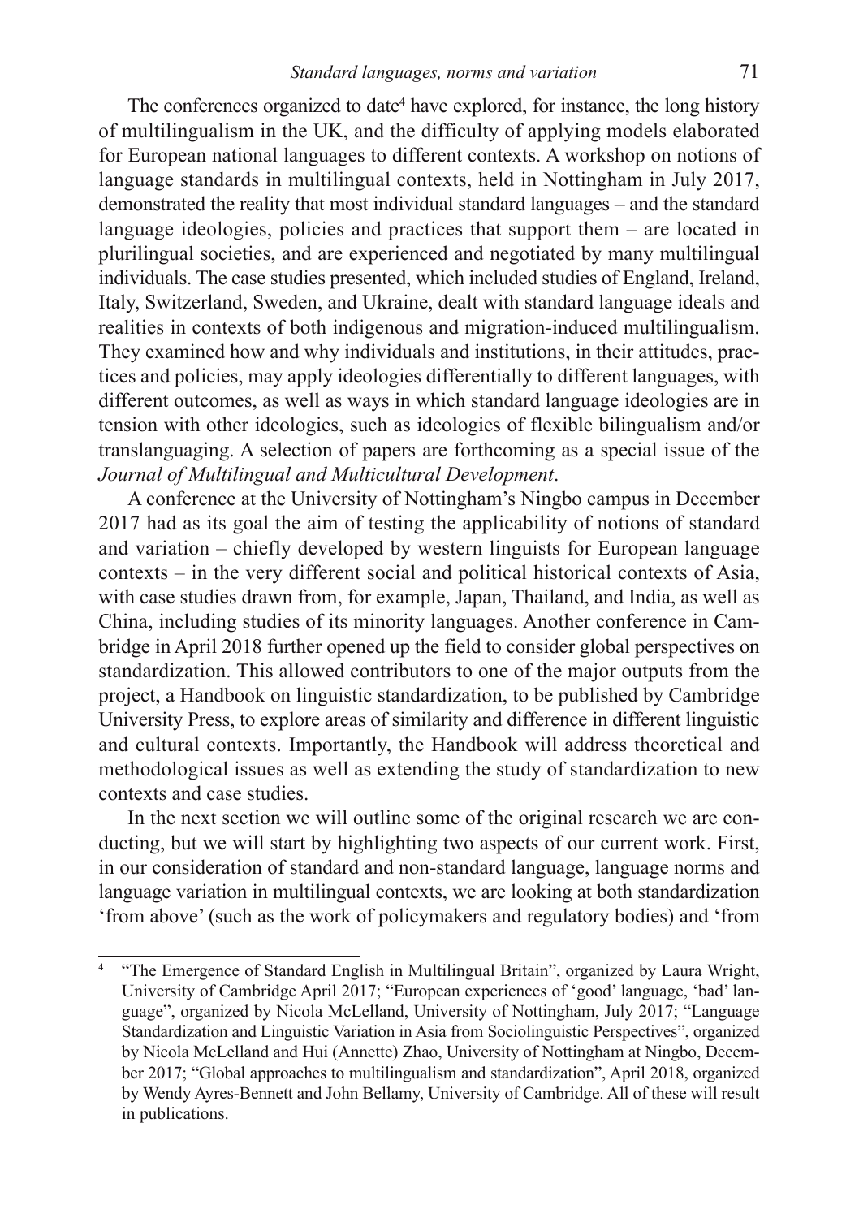The conferences organized to date[4] have explored, for instance, the long history of multilingualism in the UK, and the difficulty of applying models elaborated for European national languages to different contexts. A workshop on notions of language standards in multilingual contexts, held in Nottingham in July 2017, demonstrated the reality that most individual standard languages – and the standard language ideologies, policies and practices that support them – are located in plurilingual societies, and are experienced and negotiated by many multilingual individuals. The case studies presented, which included studies of England, Ireland, Italy, Switzerland, Sweden, and Ukraine, dealt with standard language ideals and realities in contexts of both indigenous and migration-induced multilingualism. They examined how and why individuals and institutions, in their attitudes, practices and policies, may apply ideologies differentially to different languages, with different outcomes, as well as ways in which standard language ideologies are in tension with other ideologies, such as ideologies of flexible bilingualism and/or translanguaging. A selection of papers are forthcoming as a special issue of the *Journal of Multilingual and Multicultural Development*.

A conference at the University of Nottingham's Ningbo campus in December 2017 had as its goal the aim of testing the applicability of notions of standard and variation – chiefly developed by western linguists for European language contexts – in the very different social and political historical contexts of Asia, with case studies drawn from, for example, Japan, Thailand, and India, as well as China, including studies of its minority languages. Another conference in Cambridge in April 2018 further opened up the field to consider global perspectives on standardization. This allowed contributors to one of the major outputs from the project, a Handbook on linguistic standardization, to be published by Cambridge University Press, to explore areas of similarity and difference in different linguistic and cultural contexts. Importantly, the Handbook will address theoretical and methodological issues as well as extending the study of standardization to new contexts and case studies.

In the next section we will outline some of the original research we are conducting, but we will start by highlighting two aspects of our current work. First, in our consideration of standard and non-standard language, language norms and language variation in multilingual contexts, we are looking at both standardization 'from above' (such as the work of policymakers and regulatory bodies) and 'from

---

[4] "The Emergence of Standard English in Multilingual Britain", organized by Laura Wright, University of Cambridge April 2017; "European experiences of 'good' language, 'bad' language", organized by Nicola McLelland, University of Nottingham, July 2017; "Language Standardization and Linguistic Variation in Asia from Sociolinguistic Perspectives", organized by Nicola McLelland and Hui (Annette) Zhao, University of Nottingham at Ningbo, December 2017; "Global approaches to multilingualism and standardization", April 2018, organized by Wendy Ayres-Bennett and John Bellamy, University of Cambridge. All of these will result in publications.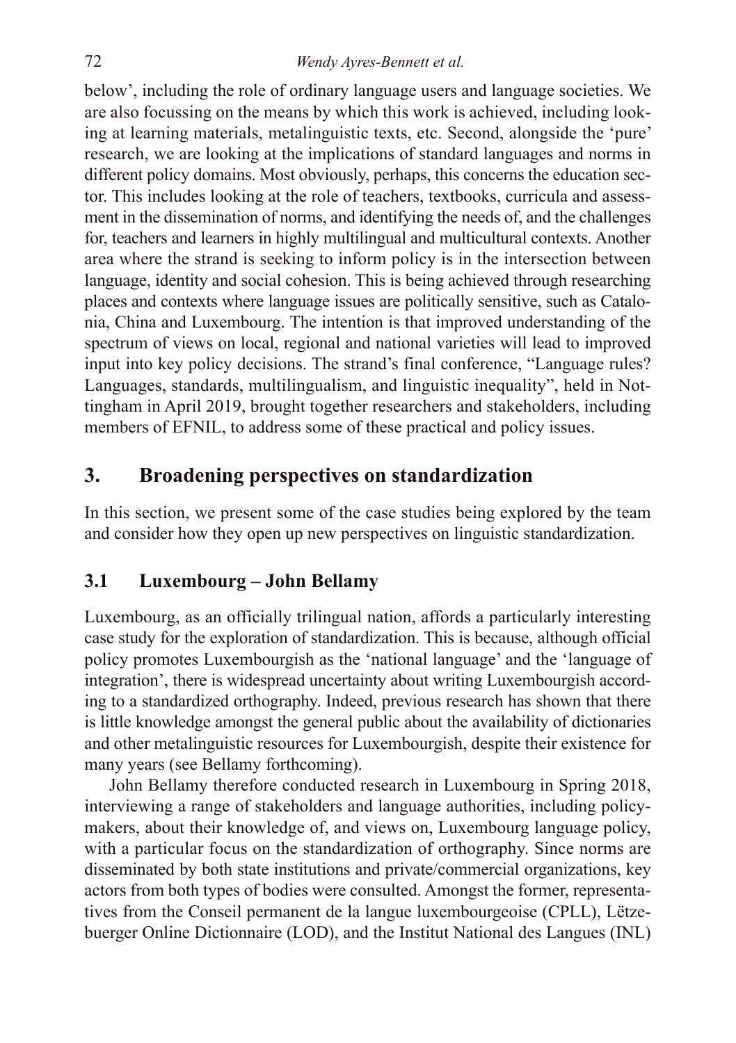below', including the role of ordinary language users and language societies. We are also focussing on the means by which this work is achieved, including looking at learning materials, metalinguistic texts, etc. Second, alongside the 'pure' research, we are looking at the implications of standard languages and norms in different policy domains. Most obviously, perhaps, this concerns the education sector. This includes looking at the role of teachers, textbooks, curricula and assessment in the dissemination of norms, and identifying the needs of, and the challenges for, teachers and learners in highly multilingual and multicultural contexts. Another area where the strand is seeking to inform policy is in the intersection between language, identity and social cohesion. This is being achieved through researching places and contexts where language issues are politically sensitive, such as Catalonia, China and Luxembourg. The intention is that improved understanding of the spectrum of views on local, regional and national varieties will lead to improved input into key policy decisions. The strand's final conference, "Language rules? Languages, standards, multilingualism, and linguistic inequality", held in Nottingham in April 2019, brought together researchers and stakeholders, including members of EFNIL, to address some of these practical and policy issues.

## 3. Broadening perspectives on standardization

In this section, we present some of the case studies being explored by the team and consider how they open up new perspectives on linguistic standardization.

### 3.1 Luxembourg – John Bellamy

Luxembourg, as an officially trilingual nation, affords a particularly interesting case study for the exploration of standardization. This is because, although official policy promotes Luxembourgish as the 'national language' and the 'language of integration', there is widespread uncertainty about writing Luxembourgish according to a standardized orthography. Indeed, previous research has shown that there is little knowledge amongst the general public about the availability of dictionaries and other metalinguistic resources for Luxembourgish, despite their existence for many years (see Bellamy forthcoming).

John Bellamy therefore conducted research in Luxembourg in Spring 2018, interviewing a range of stakeholders and language authorities, including policymakers, about their knowledge of, and views on, Luxembourg language policy, with a particular focus on the standardization of orthography. Since norms are disseminated by both state institutions and private/commercial organizations, key actors from both types of bodies were consulted. Amongst the former, representatives from the Conseil permanent de la langue luxembourgeoise (CPLL), Lëtzebuerger Online Dictionnaire (LOD), and the Institut National des Langues (INL)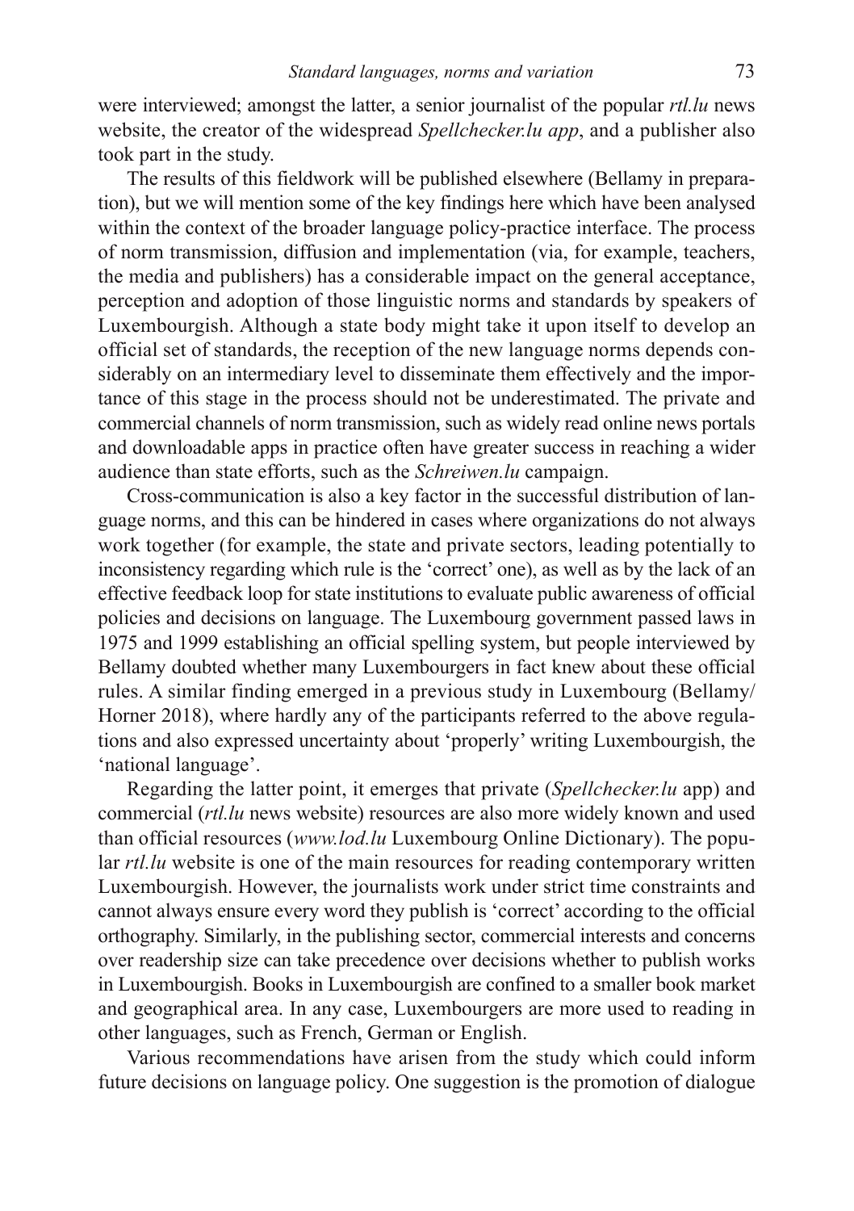were interviewed; amongst the latter, a senior journalist of the popular *rtl.lu* news website, the creator of the widespread *Spellchecker.lu app*, and a publisher also took part in the study.

The results of this fieldwork will be published elsewhere (Bellamy in preparation), but we will mention some of the key findings here which have been analysed within the context of the broader language policy-practice interface. The process of norm transmission, diffusion and implementation (via, for example, teachers, the media and publishers) has a considerable impact on the general acceptance, perception and adoption of those linguistic norms and standards by speakers of Luxembourgish. Although a state body might take it upon itself to develop an official set of standards, the reception of the new language norms depends considerably on an intermediary level to disseminate them effectively and the importance of this stage in the process should not be underestimated. The private and commercial channels of norm transmission, such as widely read online news portals and downloadable apps in practice often have greater success in reaching a wider audience than state efforts, such as the *Schreiwen.lu* campaign.

Cross-communication is also a key factor in the successful distribution of language norms, and this can be hindered in cases where organizations do not always work together (for example, the state and private sectors, leading potentially to inconsistency regarding which rule is the 'correct' one), as well as by the lack of an effective feedback loop for state institutions to evaluate public awareness of official policies and decisions on language. The Luxembourg government passed laws in 1975 and 1999 establishing an official spelling system, but people interviewed by Bellamy doubted whether many Luxembourgers in fact knew about these official rules. A similar finding emerged in a previous study in Luxembourg (Bellamy/ Horner 2018), where hardly any of the participants referred to the above regulations and also expressed uncertainty about 'properly' writing Luxembourgish, the 'national language'.

Regarding the latter point, it emerges that private (*Spellchecker.lu* app) and commercial (*rtl.lu* news website) resources are also more widely known and used than official resources (*www.lod.lu* Luxembourg Online Dictionary). The popular *rtl.lu* website is one of the main resources for reading contemporary written Luxembourgish. However, the journalists work under strict time constraints and cannot always ensure every word they publish is 'correct' according to the official orthography. Similarly, in the publishing sector, commercial interests and concerns over readership size can take precedence over decisions whether to publish works in Luxembourgish. Books in Luxembourgish are confined to a smaller book market and geographical area. In any case, Luxembourgers are more used to reading in other languages, such as French, German or English.

Various recommendations have arisen from the study which could inform future decisions on language policy. One suggestion is the promotion of dialogue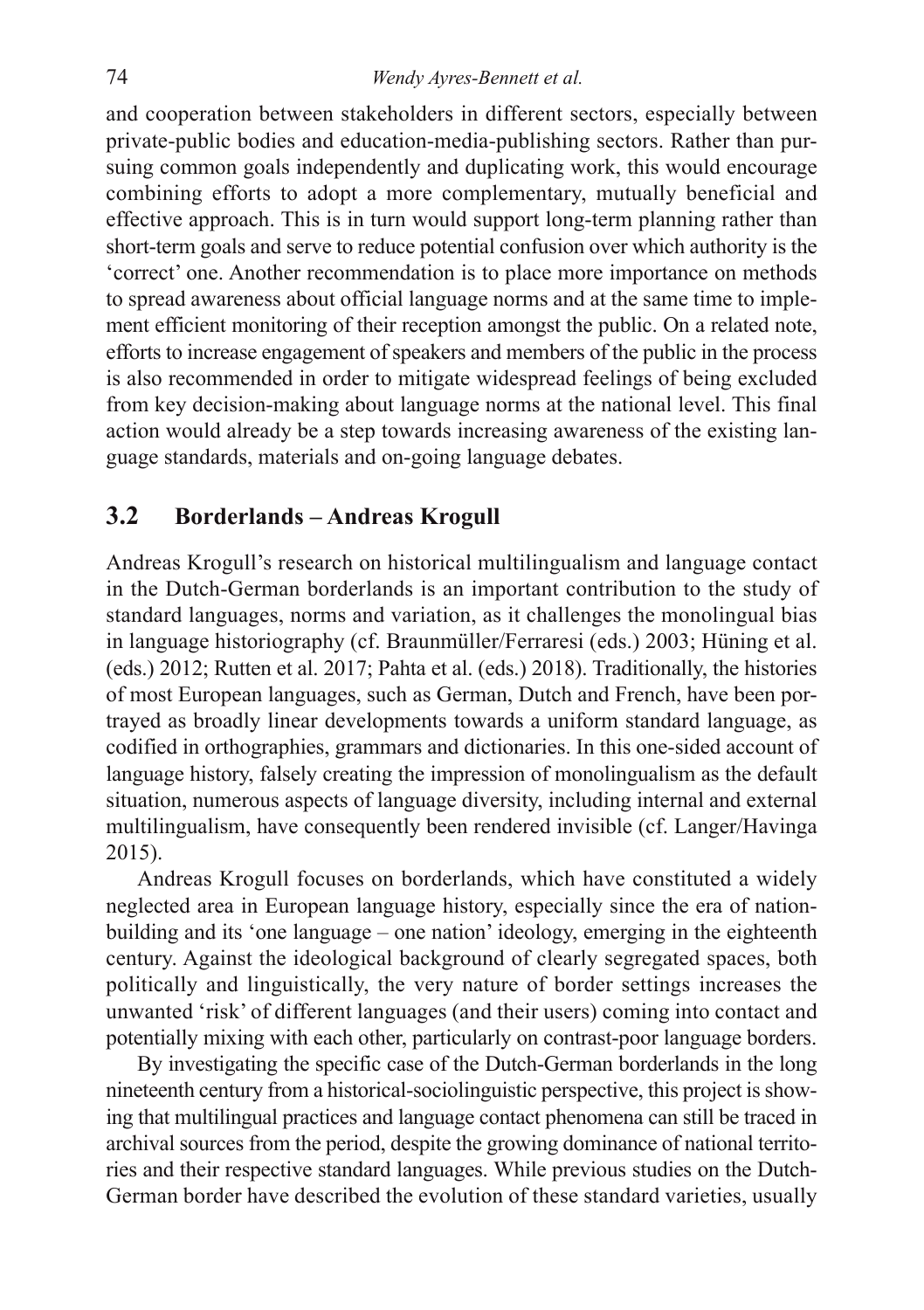and cooperation between stakeholders in different sectors, especially between private-public bodies and education-media-publishing sectors. Rather than pursuing common goals independently and duplicating work, this would encourage combining efforts to adopt a more complementary, mutually beneficial and effective approach. This is in turn would support long-term planning rather than short-term goals and serve to reduce potential confusion over which authority is the 'correct' one. Another recommendation is to place more importance on methods to spread awareness about official language norms and at the same time to implement efficient monitoring of their reception amongst the public. On a related note, efforts to increase engagement of speakers and members of the public in the process is also recommended in order to mitigate widespread feelings of being excluded from key decision-making about language norms at the national level. This final action would already be a step towards increasing awareness of the existing language standards, materials and on-going language debates.

## 3.2 Borderlands – Andreas Krogull

Andreas Krogull's research on historical multilingualism and language contact in the Dutch-German borderlands is an important contribution to the study of standard languages, norms and variation, as it challenges the monolingual bias in language historiography (cf. Braunmüller/Ferraresi (eds.) 2003; Hüning et al. (eds.) 2012; Rutten et al. 2017; Pahta et al. (eds.) 2018). Traditionally, the histories of most European languages, such as German, Dutch and French, have been portrayed as broadly linear developments towards a uniform standard language, as codified in orthographies, grammars and dictionaries. In this one-sided account of language history, falsely creating the impression of monolingualism as the default situation, numerous aspects of language diversity, including internal and external multilingualism, have consequently been rendered invisible (cf. Langer/Havinga 2015).

Andreas Krogull focuses on borderlands, which have constituted a widely neglected area in European language history, especially since the era of nation-building and its 'one language – one nation' ideology, emerging in the eighteenth century. Against the ideological background of clearly segregated spaces, both politically and linguistically, the very nature of border settings increases the unwanted 'risk' of different languages (and their users) coming into contact and potentially mixing with each other, particularly on contrast-poor language borders.

By investigating the specific case of the Dutch-German borderlands in the long nineteenth century from a historical-sociolinguistic perspective, this project is showing that multilingual practices and language contact phenomena can still be traced in archival sources from the period, despite the growing dominance of national territories and their respective standard languages. While previous studies on the Dutch-German border have described the evolution of these standard varieties, usually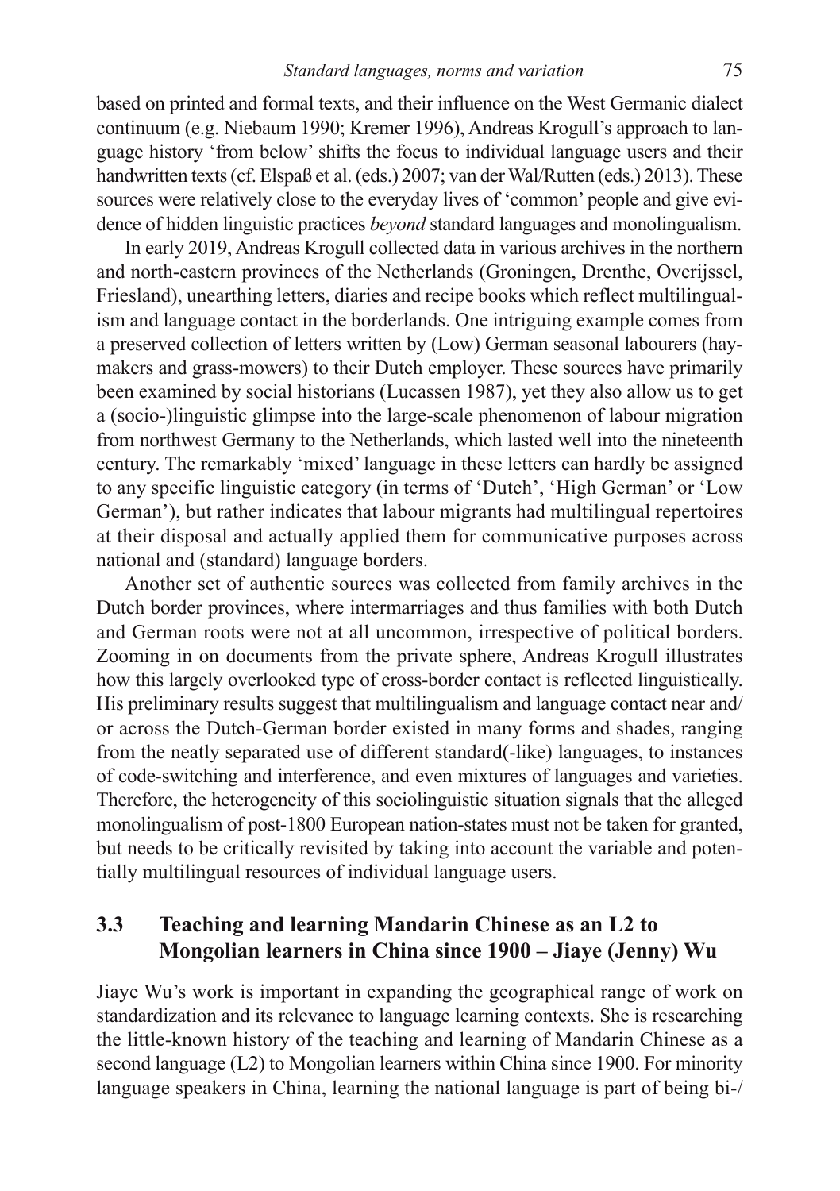based on printed and formal texts, and their influence on the West Germanic dialect continuum (e.g. Niebaum 1990; Kremer 1996), Andreas Krogull's approach to language history 'from below' shifts the focus to individual language users and their handwritten texts (cf. Elspaß et al. (eds.) 2007; van der Wal/Rutten (eds.) 2013). These sources were relatively close to the everyday lives of 'common' people and give evidence of hidden linguistic practices *beyond* standard languages and monolingualism.

In early 2019, Andreas Krogull collected data in various archives in the northern and north-eastern provinces of the Netherlands (Groningen, Drenthe, Overijssel, Friesland), unearthing letters, diaries and recipe books which reflect multilingualism and language contact in the borderlands. One intriguing example comes from a preserved collection of letters written by (Low) German seasonal labourers (haymakers and grass-mowers) to their Dutch employer. These sources have primarily been examined by social historians (Lucassen 1987), yet they also allow us to get a (socio-)linguistic glimpse into the large-scale phenomenon of labour migration from northwest Germany to the Netherlands, which lasted well into the nineteenth century. The remarkably 'mixed' language in these letters can hardly be assigned to any specific linguistic category (in terms of 'Dutch', 'High German' or 'Low German'), but rather indicates that labour migrants had multilingual repertoires at their disposal and actually applied them for communicative purposes across national and (standard) language borders.

Another set of authentic sources was collected from family archives in the Dutch border provinces, where intermarriages and thus families with both Dutch and German roots were not at all uncommon, irrespective of political borders. Zooming in on documents from the private sphere, Andreas Krogull illustrates how this largely overlooked type of cross-border contact is reflected linguistically. His preliminary results suggest that multilingualism and language contact near and/or across the Dutch-German border existed in many forms and shades, ranging from the neatly separated use of different standard(-like) languages, to instances of code-switching and interference, and even mixtures of languages and varieties. Therefore, the heterogeneity of this sociolinguistic situation signals that the alleged monolingualism of post-1800 European nation-states must not be taken for granted, but needs to be critically revisited by taking into account the variable and potentially multilingual resources of individual language users.

### 3.3 Teaching and learning Mandarin Chinese as an L2 to Mongolian learners in China since 1900 – Jiaye (Jenny) Wu

Jiaye Wu's work is important in expanding the geographical range of work on standardization and its relevance to language learning contexts. She is researching the little-known history of the teaching and learning of Mandarin Chinese as a second language (L2) to Mongolian learners within China since 1900. For minority language speakers in China, learning the national language is part of being bi-/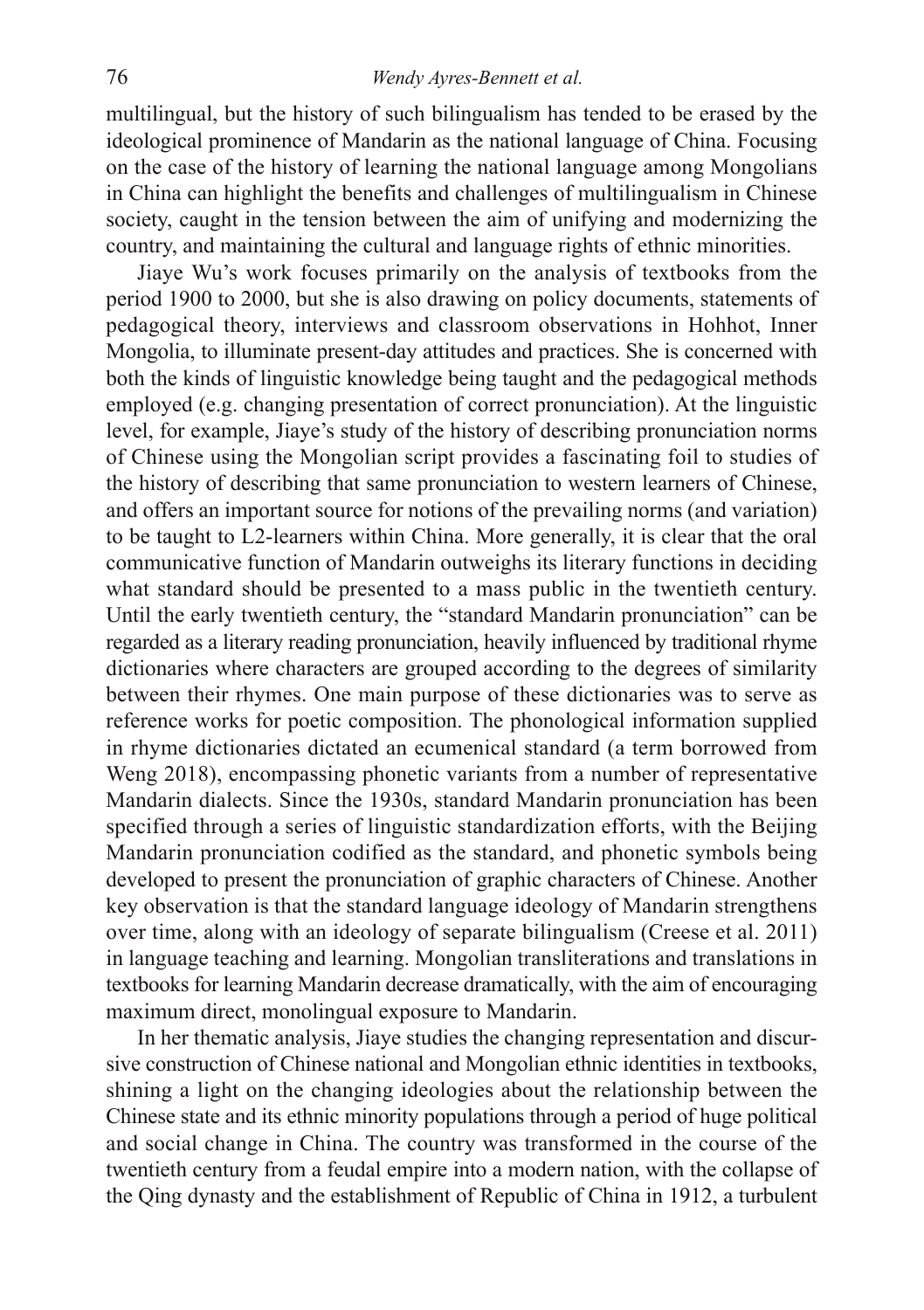multilingual, but the history of such bilingualism has tended to be erased by the ideological prominence of Mandarin as the national language of China. Focusing on the case of the history of learning the national language among Mongolians in China can highlight the benefits and challenges of multilingualism in Chinese society, caught in the tension between the aim of unifying and modernizing the country, and maintaining the cultural and language rights of ethnic minorities.

Jiaye Wu's work focuses primarily on the analysis of textbooks from the period 1900 to 2000, but she is also drawing on policy documents, statements of pedagogical theory, interviews and classroom observations in Hohhot, Inner Mongolia, to illuminate present-day attitudes and practices. She is concerned with both the kinds of linguistic knowledge being taught and the pedagogical methods employed (e.g. changing presentation of correct pronunciation). At the linguistic level, for example, Jiaye's study of the history of describing pronunciation norms of Chinese using the Mongolian script provides a fascinating foil to studies of the history of describing that same pronunciation to western learners of Chinese, and offers an important source for notions of the prevailing norms (and variation) to be taught to L2-learners within China. More generally, it is clear that the oral communicative function of Mandarin outweighs its literary functions in deciding what standard should be presented to a mass public in the twentieth century. Until the early twentieth century, the "standard Mandarin pronunciation" can be regarded as a literary reading pronunciation, heavily influenced by traditional rhyme dictionaries where characters are grouped according to the degrees of similarity between their rhymes. One main purpose of these dictionaries was to serve as reference works for poetic composition. The phonological information supplied in rhyme dictionaries dictated an ecumenical standard (a term borrowed from Weng 2018), encompassing phonetic variants from a number of representative Mandarin dialects. Since the 1930s, standard Mandarin pronunciation has been specified through a series of linguistic standardization efforts, with the Beijing Mandarin pronunciation codified as the standard, and phonetic symbols being developed to present the pronunciation of graphic characters of Chinese. Another key observation is that the standard language ideology of Mandarin strengthens over time, along with an ideology of separate bilingualism (Creese et al. 2011) in language teaching and learning. Mongolian transliterations and translations in textbooks for learning Mandarin decrease dramatically, with the aim of encouraging maximum direct, monolingual exposure to Mandarin.

In her thematic analysis, Jiaye studies the changing representation and discursive construction of Chinese national and Mongolian ethnic identities in textbooks, shining a light on the changing ideologies about the relationship between the Chinese state and its ethnic minority populations through a period of huge political and social change in China. The country was transformed in the course of the twentieth century from a feudal empire into a modern nation, with the collapse of the Qing dynasty and the establishment of Republic of China in 1912, a turbulent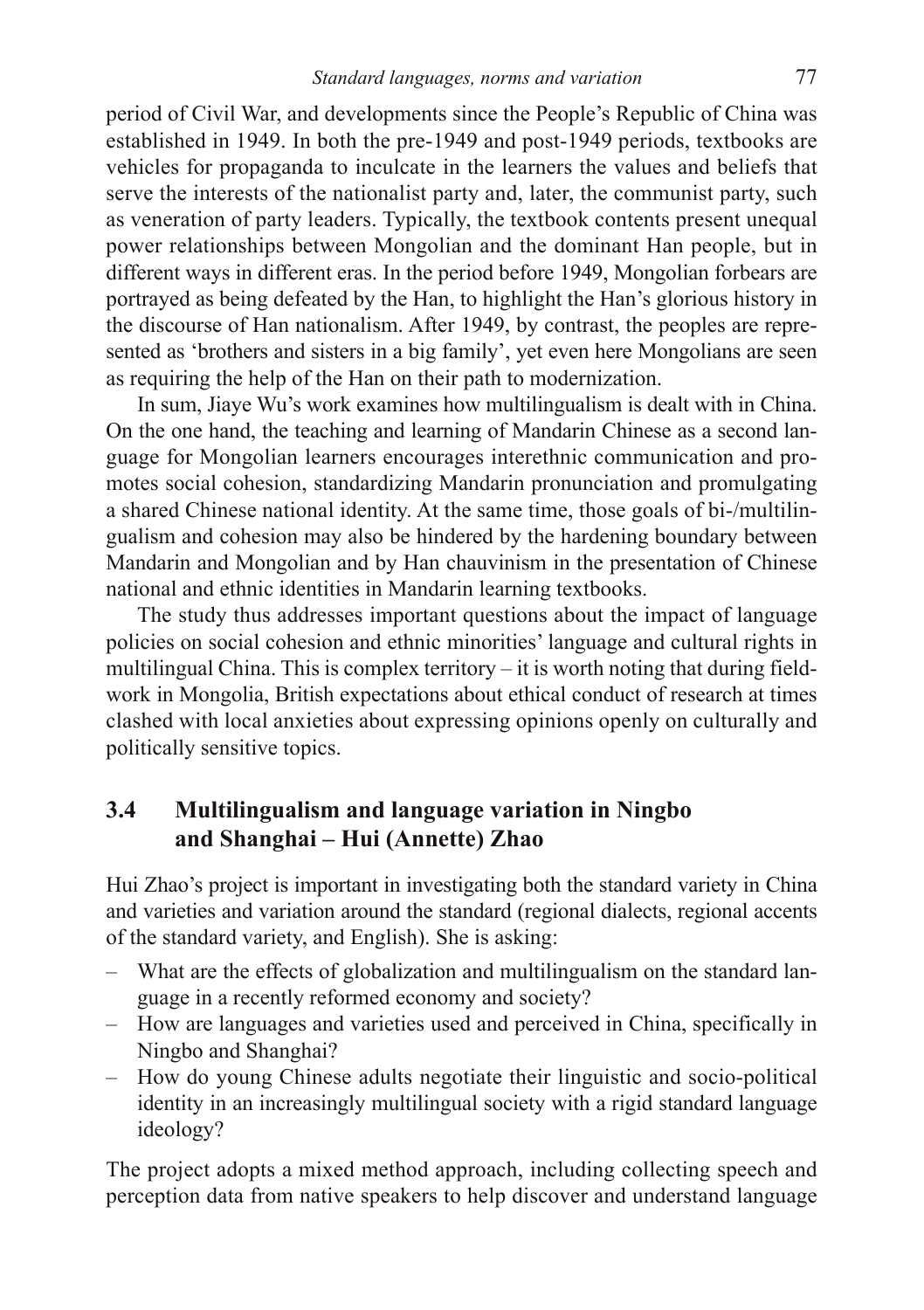period of Civil War, and developments since the People's Republic of China was established in 1949. In both the pre-1949 and post-1949 periods, textbooks are vehicles for propaganda to inculcate in the learners the values and beliefs that serve the interests of the nationalist party and, later, the communist party, such as veneration of party leaders. Typically, the textbook contents present unequal power relationships between Mongolian and the dominant Han people, but in different ways in different eras. In the period before 1949, Mongolian forbears are portrayed as being defeated by the Han, to highlight the Han's glorious history in the discourse of Han nationalism. After 1949, by contrast, the peoples are represented as 'brothers and sisters in a big family', yet even here Mongolians are seen as requiring the help of the Han on their path to modernization.

In sum, Jiaye Wu's work examines how multilingualism is dealt with in China. On the one hand, the teaching and learning of Mandarin Chinese as a second language for Mongolian learners encourages interethnic communication and promotes social cohesion, standardizing Mandarin pronunciation and promulgating a shared Chinese national identity. At the same time, those goals of bi-/multilingualism and cohesion may also be hindered by the hardening boundary between Mandarin and Mongolian and by Han chauvinism in the presentation of Chinese national and ethnic identities in Mandarin learning textbooks.

The study thus addresses important questions about the impact of language policies on social cohesion and ethnic minorities' language and cultural rights in multilingual China. This is complex territory – it is worth noting that during fieldwork in Mongolia, British expectations about ethical conduct of research at times clashed with local anxieties about expressing opinions openly on culturally and politically sensitive topics.

## 3.4 Multilingualism and language variation in Ningbo and Shanghai – Hui (Annette) Zhao

Hui Zhao's project is important in investigating both the standard variety in China and varieties and variation around the standard (regional dialects, regional accents of the standard variety, and English). She is asking:

- What are the effects of globalization and multilingualism on the standard language in a recently reformed economy and society?
- How are languages and varieties used and perceived in China, specifically in Ningbo and Shanghai?
- How do young Chinese adults negotiate their linguistic and socio-political identity in an increasingly multilingual society with a rigid standard language ideology?

The project adopts a mixed method approach, including collecting speech and perception data from native speakers to help discover and understand language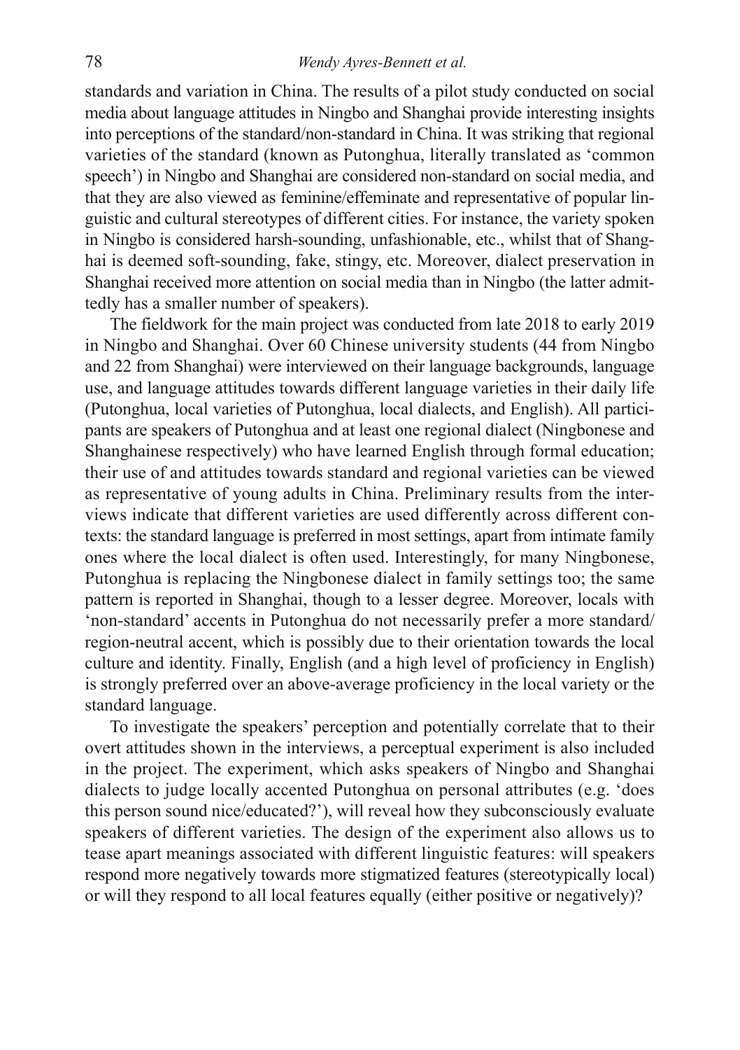standards and variation in China. The results of a pilot study conducted on social media about language attitudes in Ningbo and Shanghai provide interesting insights into perceptions of the standard/non-standard in China. It was striking that regional varieties of the standard (known as Putonghua, literally translated as 'common speech') in Ningbo and Shanghai are considered non-standard on social media, and that they are also viewed as feminine/effeminate and representative of popular linguistic and cultural stereotypes of different cities. For instance, the variety spoken in Ningbo is considered harsh-sounding, unfashionable, etc., whilst that of Shanghai is deemed soft-sounding, fake, stingy, etc. Moreover, dialect preservation in Shanghai received more attention on social media than in Ningbo (the latter admittedly has a smaller number of speakers).

The fieldwork for the main project was conducted from late 2018 to early 2019 in Ningbo and Shanghai. Over 60 Chinese university students (44 from Ningbo and 22 from Shanghai) were interviewed on their language backgrounds, language use, and language attitudes towards different language varieties in their daily life (Putonghua, local varieties of Putonghua, local dialects, and English). All participants are speakers of Putonghua and at least one regional dialect (Ningbonese and Shanghainese respectively) who have learned English through formal education; their use of and attitudes towards standard and regional varieties can be viewed as representative of young adults in China. Preliminary results from the interviews indicate that different varieties are used differently across different contexts: the standard language is preferred in most settings, apart from intimate family ones where the local dialect is often used. Interestingly, for many Ningbonese, Putonghua is replacing the Ningbonese dialect in family settings too; the same pattern is reported in Shanghai, though to a lesser degree. Moreover, locals with 'non-standard' accents in Putonghua do not necessarily prefer a more standard/region-neutral accent, which is possibly due to their orientation towards the local culture and identity. Finally, English (and a high level of proficiency in English) is strongly preferred over an above-average proficiency in the local variety or the standard language.

To investigate the speakers' perception and potentially correlate that to their overt attitudes shown in the interviews, a perceptual experiment is also included in the project. The experiment, which asks speakers of Ningbo and Shanghai dialects to judge locally accented Putonghua on personal attributes (e.g. 'does this person sound nice/educated?'), will reveal how they subconsciously evaluate speakers of different varieties. The design of the experiment also allows us to tease apart meanings associated with different linguistic features: will speakers respond more negatively towards more stigmatized features (stereotypically local) or will they respond to all local features equally (either positive or negatively)?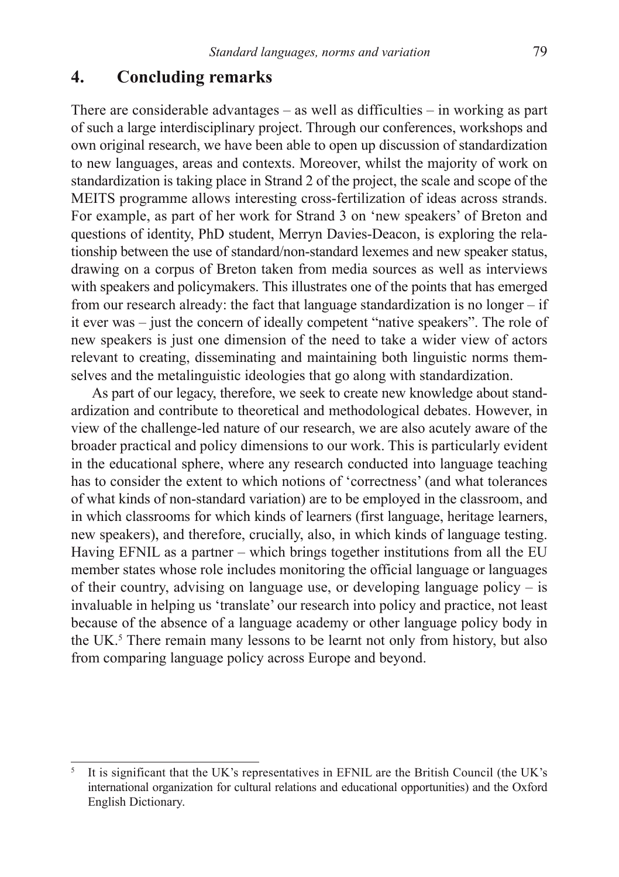## 4. Concluding remarks

There are considerable advantages – as well as difficulties – in working as part of such a large interdisciplinary project. Through our conferences, workshops and own original research, we have been able to open up discussion of standardization to new languages, areas and contexts. Moreover, whilst the majority of work on standardization is taking place in Strand 2 of the project, the scale and scope of the MEITS programme allows interesting cross-fertilization of ideas across strands. For example, as part of her work for Strand 3 on 'new speakers' of Breton and questions of identity, PhD student, Merryn Davies-Deacon, is exploring the relationship between the use of standard/non-standard lexemes and new speaker status, drawing on a corpus of Breton taken from media sources as well as interviews with speakers and policymakers. This illustrates one of the points that has emerged from our research already: the fact that language standardization is no longer – if it ever was – just the concern of ideally competent "native speakers". The role of new speakers is just one dimension of the need to take a wider view of actors relevant to creating, disseminating and maintaining both linguistic norms themselves and the metalinguistic ideologies that go along with standardization.

As part of our legacy, therefore, we seek to create new knowledge about standardization and contribute to theoretical and methodological debates. However, in view of the challenge-led nature of our research, we are also acutely aware of the broader practical and policy dimensions to our work. This is particularly evident in the educational sphere, where any research conducted into language teaching has to consider the extent to which notions of 'correctness' (and what tolerances of what kinds of non-standard variation) are to be employed in the classroom, and in which classrooms for which kinds of learners (first language, heritage learners, new speakers), and therefore, crucially, also, in which kinds of language testing. Having EFNIL as a partner – which brings together institutions from all the EU member states whose role includes monitoring the official language or languages of their country, advising on language use, or developing language policy – is invaluable in helping us 'translate' our research into policy and practice, not least because of the absence of a language academy or other language policy body in the UK.[5] There remain many lessons to be learnt not only from history, but also from comparing language policy across Europe and beyond.

---

[5] It is significant that the UK's representatives in EFNIL are the British Council (the UK's international organization for cultural relations and educational opportunities) and the Oxford English Dictionary.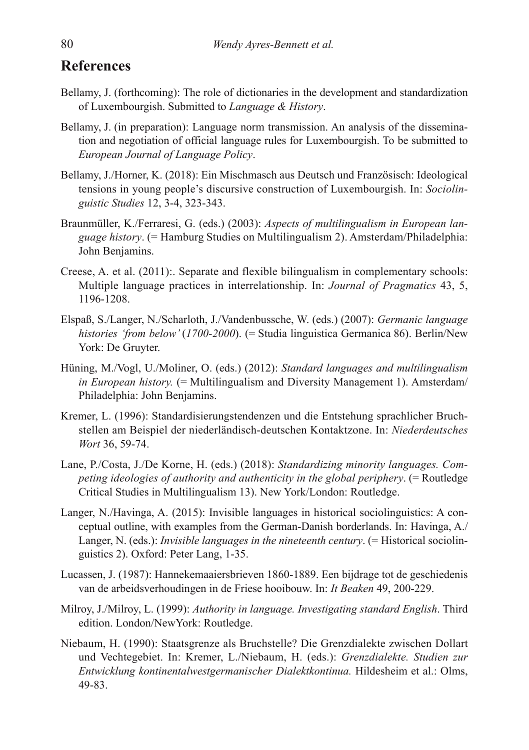## References

Bellamy, J. (forthcoming): The role of dictionaries in the development and standardization of Luxembourgish. Submitted to *Language & History*.

Bellamy, J. (in preparation): Language norm transmission. An analysis of the dissemination and negotiation of official language rules for Luxembourgish. To be submitted to *European Journal of Language Policy*.

Bellamy, J./Horner, K. (2018): Ein Mischmasch aus Deutsch und Französisch: Ideological tensions in young people's discursive construction of Luxembourgish. In: *Sociolinguistic Studies* 12, 3-4, 323-343.

Braunmüller, K./Ferraresi, G. (eds.) (2003): *Aspects of multilingualism in European language history*. (= Hamburg Studies on Multilingualism 2). Amsterdam/Philadelphia: John Benjamins.

Creese, A. et al. (2011):. Separate and flexible bilingualism in complementary schools: Multiple language practices in interrelationship. In: *Journal of Pragmatics* 43, 5, 1196-1208.

Elspaß, S./Langer, N./Scharloth, J./Vandenbussche, W. (eds.) (2007): *Germanic language histories 'from below' (1700-2000)*. (= Studia linguistica Germanica 86). Berlin/New York: De Gruyter.

Hüning, M./Vogl, U./Moliner, O. (eds.) (2012): *Standard languages and multilingualism in European history.* (= Multilingualism and Diversity Management 1). Amsterdam/Philadelphia: John Benjamins.

Kremer, L. (1996): Standardisierungstendenzen und die Entstehung sprachlicher Bruchstellen am Beispiel der niederländisch-deutschen Kontaktzone. In: *Niederdeutsches Wort* 36, 59-74.

Lane, P./Costa, J./De Korne, H. (eds.) (2018): *Standardizing minority languages. Competing ideologies of authority and authenticity in the global periphery*. (= Routledge Critical Studies in Multilingualism 13). New York/London: Routledge.

Langer, N./Havinga, A. (2015): Invisible languages in historical sociolinguistics: A conceptual outline, with examples from the German-Danish borderlands. In: Havinga, A./Langer, N. (eds.): *Invisible languages in the nineteenth century*. (= Historical sociolinguistics 2). Oxford: Peter Lang, 1-35.

Lucassen, J. (1987): Hannekemaaiersbrieven 1860-1889. Een bijdrage tot de geschiedenis van de arbeidsverhoudingen in de Friese hooibouw. In: *It Beaken* 49, 200-229.

Milroy, J./Milroy, L. (1999): *Authority in language. Investigating standard English*. Third edition. London/NewYork: Routledge.

Niebaum, H. (1990): Staatsgrenze als Bruchstelle? Die Grenzdialekte zwischen Dollart und Vechtegebiet. In: Kremer, L./Niebaum, H. (eds.): *Grenzdialekte. Studien zur Entwicklung kontinentalwestgermanischer Dialektkontinua.* Hildesheim et al.: Olms, 49-83.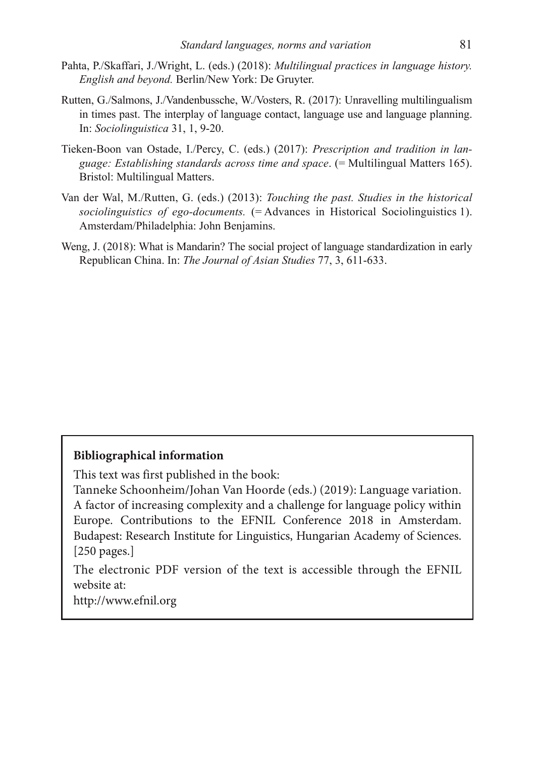Pahta, P./Skaffari, J./Wright, L. (eds.) (2018): *Multilingual practices in language history. English and beyond.* Berlin/New York: De Gruyter.

Rutten, G./Salmons, J./Vandenbussche, W./Vosters, R. (2017): Unravelling multilingualism in times past. The interplay of language contact, language use and language planning. In: *Sociolinguistica* 31, 1, 9-20.

Tieken-Boon van Ostade, I./Percy, C. (eds.) (2017): *Prescription and tradition in language: Establishing standards across time and space*. (= Multilingual Matters 165). Bristol: Multilingual Matters.

Van der Wal, M./Rutten, G. (eds.) (2013): *Touching the past. Studies in the historical sociolinguistics of ego-documents.* (= Advances in Historical Sociolinguistics 1). Amsterdam/Philadelphia: John Benjamins.

Weng, J. (2018): What is Mandarin? The social project of language standardization in early Republican China. In: *The Journal of Asian Studies* 77, 3, 611-633.

**Bibliographical information**

This text was first published in the book:

Tanneke Schoonheim/Johan Van Hoorde (eds.) (2019): Language variation. A factor of increasing complexity and a challenge for language policy within Europe. Contributions to the EFNIL Conference 2018 in Amsterdam. Budapest: Research Institute for Linguistics, Hungarian Academy of Sciences. [250 pages.]

The electronic PDF version of the text is accessible through the EFNIL website at:

http://www.efnil.org